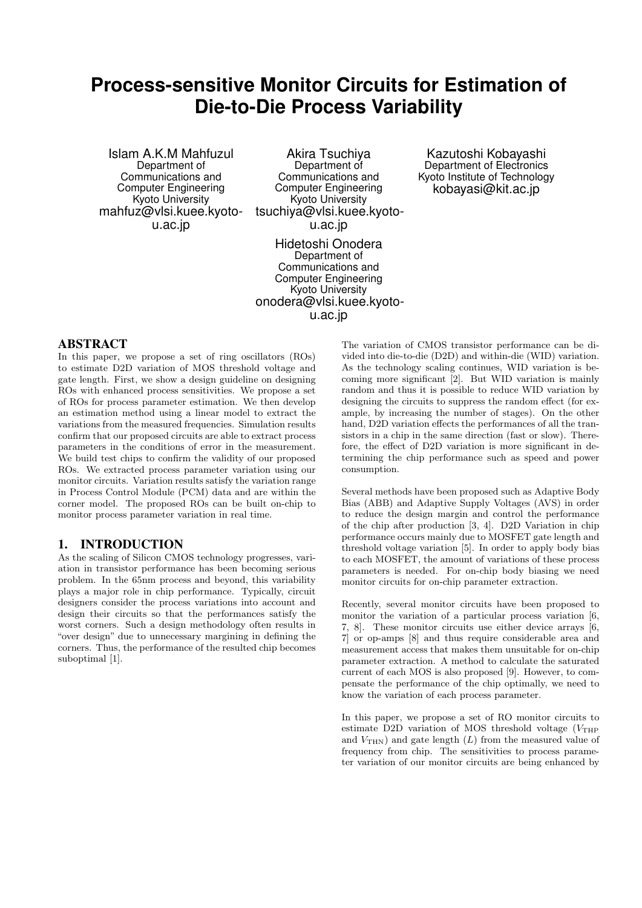# Process-sensitive Monitor Circuits for Estimation of Die-to-Die Process Variability

Islam A.K.M Mahfuzul
Department of Communications and Computer Engineering
Kyoto University
mahfuz@vlsi.kuee.kyoto-u.ac.jp

Akira Tsuchiya
Department of Communications and Computer Engineering
Kyoto University
tsuchiya@vlsi.kuee.kyoto-u.ac.jp

Kazutoshi Kobayashi
Department of Electronics
Kyoto Institute of Technology
kobayasi@kit.ac.jp

Hidetoshi Onodera
Department of Communications and Computer Engineering
Kyoto University
onodera@vlsi.kuee.kyoto-u.ac.jp

## ABSTRACT

In this paper, we propose a set of ring oscillators (ROs) to estimate D2D variation of MOS threshold voltage and gate length. First, we show a design guideline on designing ROs with enhanced process sensitivities. We propose a set of ROs for process parameter estimation. We then develop an estimation method using a linear model to extract the variations from the measured frequencies. Simulation results confirm that our proposed circuits are able to extract process parameters in the conditions of error in the measurement. We build test chips to confirm the validity of our proposed ROs. We extracted process parameter variation using our monitor circuits. Variation results satisfy the variation range in Process Control Module (PCM) data and are within the corner model. The proposed ROs can be built on-chip to monitor process parameter variation in real time.

## 1. INTRODUCTION

As the scaling of Silicon CMOS technology progresses, variation in transistor performance has been becoming serious problem. In the 65nm process and beyond, this variability plays a major role in chip performance. Typically, circuit designers consider the process variations into account and design their circuits so that the performances satisfy the worst corners. Such a design methodology often results in "over design" due to unnecessary margining in defining the corners. Thus, the performance of the resulted chip becomes suboptimal [1].

The variation of CMOS transistor performance can be divided into die-to-die (D2D) and within-die (WID) variation. As the technology scaling continues, WID variation is becoming more significant [2]. But WID variation is mainly random and thus it is possible to reduce WID variation by designing the circuits to suppress the random effect (for example, by increasing the number of stages). On the other hand, D2D variation effects the performances of all the transistors in a chip in the same direction (fast or slow). Therefore, the effect of D2D variation is more significant in determining the chip performance such as speed and power consumption.

Several methods have been proposed such as Adaptive Body Bias (ABB) and Adaptive Supply Voltages (AVS) in order to reduce the design margin and control the performance of the chip after production [3, 4]. D2D Variation in chip performance occurs mainly due to MOSFET gate length and threshold voltage variation [5]. In order to apply body bias to each MOSFET, the amount of variations of these process parameters is needed. For on-chip body biasing we need monitor circuits for on-chip parameter extraction.

Recently, several monitor circuits have been proposed to monitor the variation of a particular process variation [6, 7, 8]. These monitor circuits use either device arrays [6, 7] or op-amps [8] and thus require considerable area and measurement access that makes them unsuitable for on-chip parameter extraction. A method to calculate the saturated current of each MOS is also proposed [9]. However, to compensate the performance of the chip optimally, we need to know the variation of each process parameter.

In this paper, we propose a set of RO monitor circuits to estimate D2D variation of MOS threshold voltage ($V_{\mathrm{THP}}$ and $V_{\mathrm{THN}}$) and gate length ($L$) from the measured value of frequency from chip. The sensitivities to process parameter variation of our monitor circuits are being enhanced by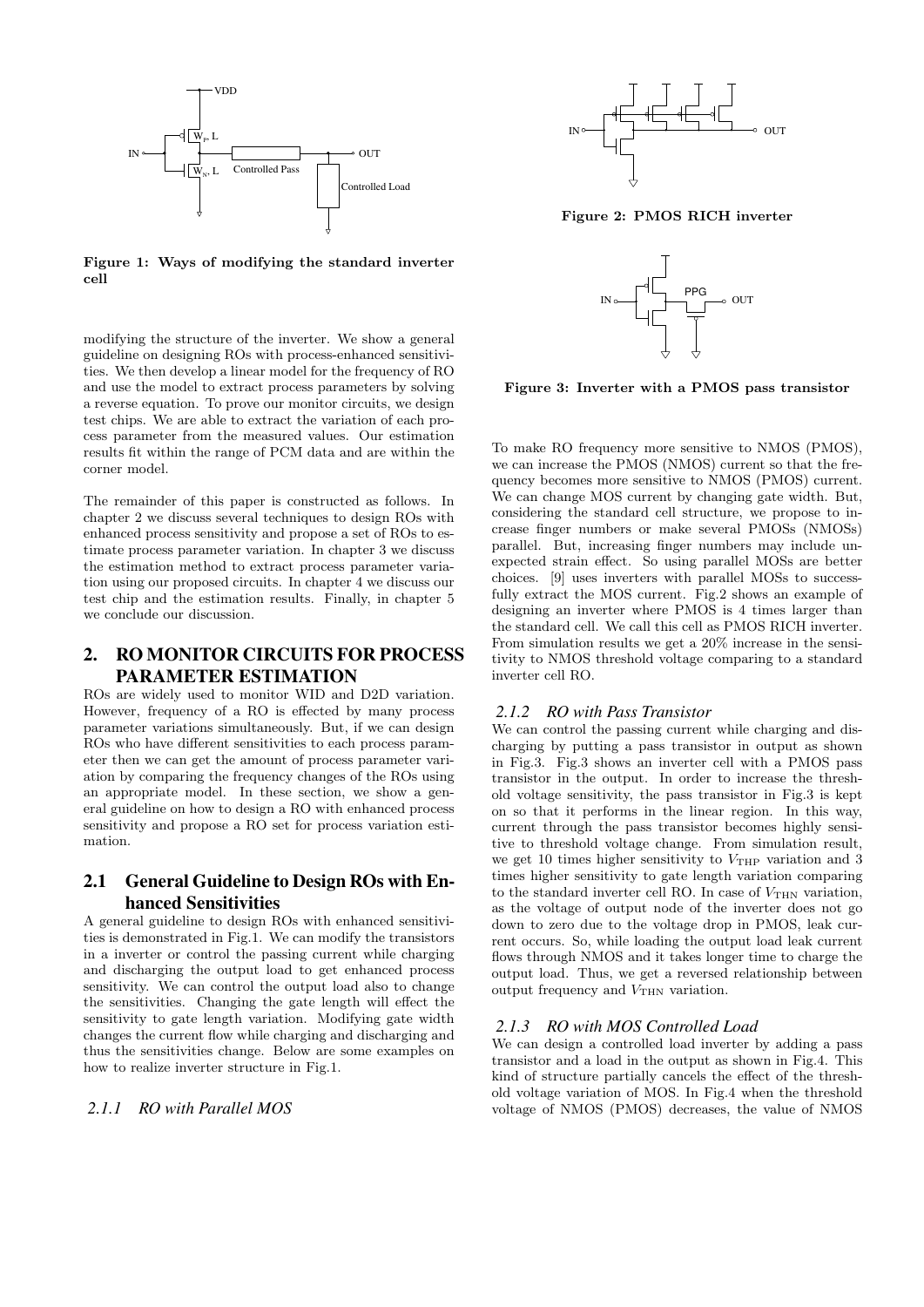Figure 1: Ways of modifying the standard inverter cell

modifying the structure of the inverter. We show a general guideline on designing ROs with process-enhanced sensitivities. We then develop a linear model for the frequency of RO and use the model to extract process parameters by solving a reverse equation. To prove our monitor circuits, we design test chips. We are able to extract the variation of each process parameter from the measured values. Our estimation results fit within the range of PCM data and are within the corner model.

The remainder of this paper is constructed as follows. In chapter 2 we discuss several techniques to design ROs with enhanced process sensitivity and propose a set of ROs to estimate process parameter variation. In chapter 3 we discuss the estimation method to extract process parameter variation using our proposed circuits. In chapter 4 we discuss our test chip and the estimation results. Finally, in chapter 5 we conclude our discussion.

## 2. RO MONITOR CIRCUITS FOR PROCESS PARAMETER ESTIMATION

ROs are widely used to monitor WID and D2D variation. However, frequency of a RO is effected by many process parameter variations simultaneously. But, if we can design ROs who have different sensitivities to each process parameter then we can get the amount of process parameter variation by comparing the frequency changes of the ROs using an appropriate model. In these section, we show a general guideline on how to design a RO with enhanced process sensitivity and propose a RO set for process variation estimation.

### 2.1 General Guideline to Design ROs with Enhanced Sensitivities

A general guideline to design ROs with enhanced sensitivities is demonstrated in Fig.1. We can modify the transistors in a inverter or control the passing current while charging and discharging the output load to get enhanced process sensitivity. We can control the output load also to change the sensitivities. Changing the gate length will effect the sensitivity to gate length variation. Modifying gate width changes the current flow while charging and discharging and thus the sensitivities change. Below are some examples on how to realize inverter structure in Fig.1.

#### 2.1.1 RO with Parallel MOS

Figure 2: PMOS RICH inverter

Figure 3: Inverter with a PMOS pass transistor

To make RO frequency more sensitive to NMOS (PMOS), we can increase the PMOS (NMOS) current so that the frequency becomes more sensitive to NMOS (PMOS) current. We can change MOS current by changing gate width. But, considering the standard cell structure, we propose to increase finger numbers or make several PMOSs (NMOSs) parallel. But, increasing finger numbers may include unexpected strain effect. So using parallel MOSs are better choices. [9] uses inverters with parallel MOSs to successfully extract the MOS current. Fig.2 shows an example of designing an inverter where PMOS is 4 times larger than the standard cell. We call this cell as PMOS RICH inverter. From simulation results we get a 20% increase in the sensitivity to NMOS threshold voltage comparing to a standard inverter cell RO.

#### 2.1.2 RO with Pass Transistor

We can control the passing current while charging and discharging by putting a pass transistor in output as shown in Fig.3. Fig.3 shows an inverter cell with a PMOS pass transistor in the output. In order to increase the threshold voltage sensitivity, the pass transistor in Fig.3 is kept on so that it performs in the linear region. In this way, current through the pass transistor becomes highly sensitive to threshold voltage change. From simulation result, we get 10 times higher sensitivity to $V_{\mathrm{THP}}$ variation and 3 times higher sensitivity to gate length variation comparing to the standard inverter cell RO. In case of $V_{\mathrm{THN}}$ variation, as the voltage of output node of the inverter does not go down to zero due to the voltage drop in PMOS, leak current occurs. So, while loading the output load leak current flows through NMOS and it takes longer time to charge the output load. Thus, we get a reversed relationship between output frequency and $V_{\mathrm{THN}}$ variation.

#### 2.1.3 RO with MOS Controlled Load

We can design a controlled load inverter by adding a pass transistor and a load in the output as shown in Fig.4. This kind of structure partially cancels the effect of the threshold voltage variation of MOS. In Fig.4 when the threshold voltage of NMOS (PMOS) decreases, the value of NMOS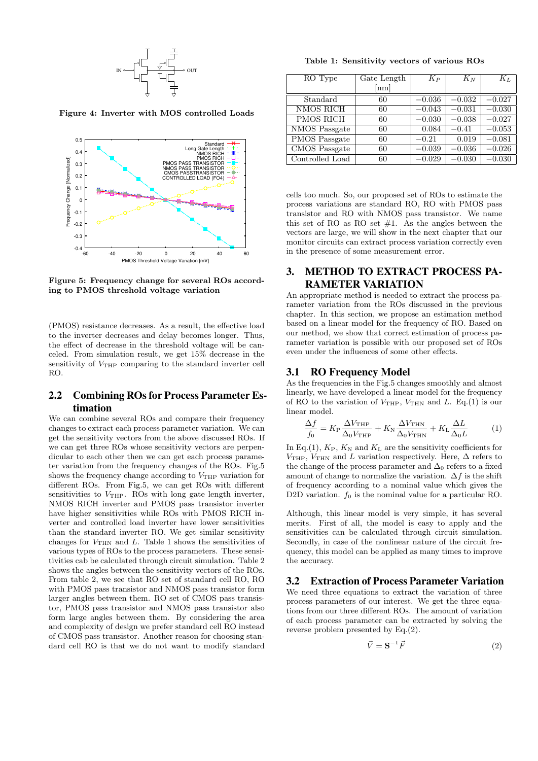Figure 4: Inverter with MOS controlled Loads

Figure 5: Frequency change for several ROs according to PMOS threshold voltage variation

(PMOS) resistance decreases. As a result, the effective load to the inverter decreases and delay becomes longer. Thus, the effect of decrease in the threshold voltage will be canceled. From simulation result, we get 15% decrease in the sensitivity of $V_{\rm THP}$ comparing to the standard inverter cell RO.

## 2.2 Combining ROs for Process Parameter Estimation

We can combine several ROs and compare their frequency changes to extract each process parameter variation. We can get the sensitivity vectors from the above discussed ROs. If we can get three ROs whose sensitivity vectors are perpendicular to each other then we can get each process parameter variation from the frequency changes of the ROs. Fig.5 shows the frequency change according to $V_{\rm THP}$ variation for different ROs. From Fig.5, we can get ROs with different sensitivities to $V_{\rm THP}$. ROs with long gate length inverter, NMOS RICH inverter and PMOS pass transistor inverter have higher sensitivities while ROs with PMOS RICH inverter and controlled load inverter have lower sensitivities than the standard inverter RO. We get similar sensitivity changes for $V_{\rm THN}$ and $L$. Table 1 shows the sensitivities of various types of ROs to the process parameters. These sensitivities cab be calculated through circuit simulation. Table 2 shows the angles between the sensitivity vectors of the ROs. From table 2, we see that RO set of standard cell RO, RO with PMOS pass transistor and NMOS pass transistor form larger angles between them. RO set of CMOS pass transistor, PMOS pass transistor and NMOS pass transistor also form large angles between them. By considering the area and complexity of design we prefer standard cell RO instead of CMOS pass transistor. Another reason for choosing standard cell RO is that we do not want to modify standard cells too much. So, our proposed set of ROs to estimate the process variations are standard RO, RO with PMOS pass transistor and RO with NMOS pass transistor. We name this set of RO as RO set #1. As the angles between the vectors are large, we will show in the next chapter that our monitor circuits can extract process variation correctly even in the presence of some measurement error.

**Table 1: Sensitivity vectors of various ROs**

| RO Type | Gate Length [nm] | $K_P$ | $K_N$ | $K_L$ |
|---|---|---|---|---|
| Standard | 60 | −0.036 | −0.032 | −0.027 |
| NMOS RICH | 60 | −0.043 | −0.031 | −0.030 |
| PMOS RICH | 60 | −0.030 | −0.038 | −0.027 |
| NMOS Passgate | 60 | 0.084 | −0.41 | −0.053 |
| PMOS Passgate | 60 | −0.21 | 0.019 | −0.081 |
| CMOS Passgate | 60 | −0.039 | −0.036 | −0.026 |
| Controlled Load | 60 | −0.029 | −0.030 | −0.030 |

## 3. METHOD TO EXTRACT PROCESS PARAMETER VARIATION

An appropriate method is needed to extract the process parameter variation from the ROs discussed in the previous chapter. In this section, we propose an estimation method based on a linear model for the frequency of RO. Based on our method, we show that correct estimation of process parameter variation is possible with our proposed set of ROs even under the influences of some other effects.

## 3.1 RO Frequency Model

As the frequencies in the Fig.5 changes smoothly and almost linearly, we have developed a linear model for the frequency of RO to the variation of $V_{\rm THP}$, $V_{\rm THN}$ and $L$. Eq.(1) is our linear model.

$$\frac{\Delta f}{f_0} = K_{\rm P}\frac{\Delta V_{\rm THP}}{\Delta_0 V_{\rm THP}} + K_{\rm N}\frac{\Delta V_{\rm THN}}{\Delta_0 V_{\rm THN}} + K_{\rm L}\frac{\Delta L}{\Delta_0 L} \qquad (1)$$

In Eq.(1), $K_{\rm P}$, $K_{\rm N}$ and $K_{\rm L}$ are the sensitivity coefficients for $V_{\rm THP}$, $V_{\rm THN}$ and $L$ variation respectively. Here, $\Delta$ refers to the change of the process parameter and $\Delta_0$ refers to a fixed amount of change to normalize the variation. $\Delta f$ is the shift of frequency according to a nominal value which gives the D2D variation. $f_0$ is the nominal value for a particular RO.

Although, this linear model is very simple, it has several merits. First of all, the model is easy to apply and the sensitivities can be calculated through circuit simulation. Secondly, in case of the nonlinear nature of the circuit frequency, this model can be applied as many times to improve the accuracy.

## 3.2 Extraction of Process Parameter Variation

We need three equations to extract the variation of three process parameters of our interest. We get the three equations from our three different ROs. The amount of variation of each process parameter can be extracted by solving the reverse problem presented by Eq.(2).

$$\vec{V} = \mathbf{S}^{-1}\vec{F} \qquad (2)$$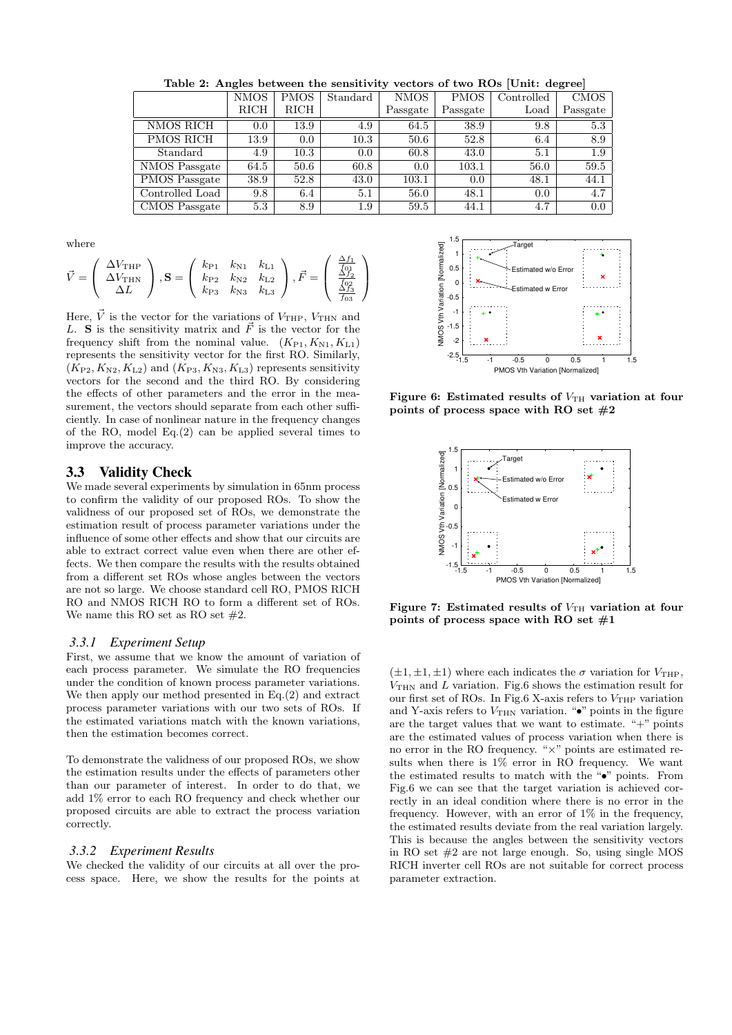**Table 2: Angles between the sensitivity vectors of two ROs [Unit: degree]**

| | NMOS RICH | PMOS RICH | Standard | NMOS Passgate | PMOS Passgate | Controlled Load | CMOS Passgate |
|---|---|---|---|---|---|---|---|
| NMOS RICH | 0.0 | 13.9 | 4.9 | 64.5 | 38.9 | 9.8 | 5.3 |
| PMOS RICH | 13.9 | 0.0 | 10.3 | 50.6 | 52.8 | 6.4 | 8.9 |
| Standard | 4.9 | 10.3 | 0.0 | 60.8 | 43.0 | 5.1 | 1.9 |
| NMOS Passgate | 64.5 | 50.6 | 60.8 | 0.0 | 103.1 | 56.0 | 59.5 |
| PMOS Passgate | 38.9 | 52.8 | 43.0 | 103.1 | 0.0 | 48.1 | 44.1 |
| Controlled Load | 9.8 | 6.4 | 5.1 | 56.0 | 48.1 | 0.0 | 4.7 |
| CMOS Passgate | 5.3 | 8.9 | 1.9 | 59.5 | 44.1 | 4.7 | 0.0 |

where

$$\vec{V} = \begin{pmatrix} \Delta V_{\mathrm{THP}} \\ \Delta V_{\mathrm{THN}} \\ \Delta L \end{pmatrix}, \mathbf{S} = \begin{pmatrix} k_{\mathrm{P1}} & k_{\mathrm{N1}} & k_{\mathrm{L1}} \\ k_{\mathrm{P2}} & k_{\mathrm{N2}} & k_{\mathrm{L2}} \\ k_{\mathrm{P3}} & k_{\mathrm{N3}} & k_{\mathrm{L3}} \end{pmatrix}, \vec{F} = \begin{pmatrix} \frac{\Delta f_1}{f_{01}} \\ \frac{\Delta f_2}{f_{02}} \\ \frac{\Delta f_3}{f_{03}} \end{pmatrix}$$

Here, $\vec{V}$ is the vector for the variations of $V_{\mathrm{THP}}$, $V_{\mathrm{THN}}$ and $L$. $\mathbf{S}$ is the sensitivity matrix and $\vec{F}$ is the vector for the frequency shift from the nominal value. $(K_{\mathrm{P1}}, K_{\mathrm{N1}}, K_{\mathrm{L1}})$ represents the sensitivity vector for the first RO. Similarly, $(K_{\mathrm{P2}}, K_{\mathrm{N2}}, K_{\mathrm{L2}})$ and $(K_{\mathrm{P3}}, K_{\mathrm{N3}}, K_{\mathrm{L3}})$ represents sensitivity vectors for the second and the third RO. By considering the effects of other parameters and the error in the measurement, the vectors should separate from each other sufficiently. In case of nonlinear nature in the frequency changes of the RO, model Eq.(2) can be applied several times to improve the accuracy.

## 3.3 Validity Check

We made several experiments by simulation in 65nm process to confirm the validity of our proposed ROs. To show the validness of our proposed set of ROs, we demonstrate the estimation result of process parameter variations under the influence of some other effects and show that our circuits are able to extract correct value even when there are other effects. We then compare the results with the results obtained from a different set ROs whose angles between the vectors are not so large. We choose standard cell RO, PMOS RICH RO and NMOS RICH RO to form a different set of ROs. We name this RO set as RO set #2.

### 3.3.1 Experiment Setup

First, we assume that we know the amount of variation of each process parameter. We simulate the RO frequencies under the condition of known process parameter variations. We then apply our method presented in Eq.(2) and extract process parameter variations with our two sets of ROs. If the estimated variations match with the known variations, then the estimation becomes correct.

To demonstrate the validness of our proposed ROs, we show the estimation results under the effects of parameters other than our parameter of interest. In order to do that, we add 1% error to each RO frequency and check whether our proposed circuits are able to extract the process variation correctly.

### 3.3.2 Experiment Results

We checked the validity of our circuits at all over the process space. Here, we show the results for the points at

**Figure 6: Estimated results of $V_{\mathrm{TH}}$ variation at four points of process space with RO set #2**

**Figure 7: Estimated results of $V_{\mathrm{TH}}$ variation at four points of process space with RO set #1**

$(\pm 1, \pm 1, \pm 1)$ where each indicates the $\sigma$ variation for $V_{\mathrm{THP}}$, $V_{\mathrm{THN}}$ and $L$ variation. Fig.6 shows the estimation result for our first set of ROs. In Fig.6 X-axis refers to $V_{\mathrm{THP}}$ variation and Y-axis refers to $V_{\mathrm{THN}}$ variation. "•" points in the figure are the target values that we want to estimate. "+" points are the estimated values of process variation when there is no error in the RO frequency. "×" points are estimated results when there is 1% error in RO frequency. We want the estimated results to match with the "•" points. From Fig.6 we can see that the target variation is achieved correctly in an ideal condition where there is no error in the frequency. However, with an error of 1% in the frequency, the estimated results deviate from the real variation largely. This is because the angles between the sensitivity vectors in RO set #2 are not large enough. So, using single MOS RICH inverter cell ROs are not suitable for correct process parameter extraction.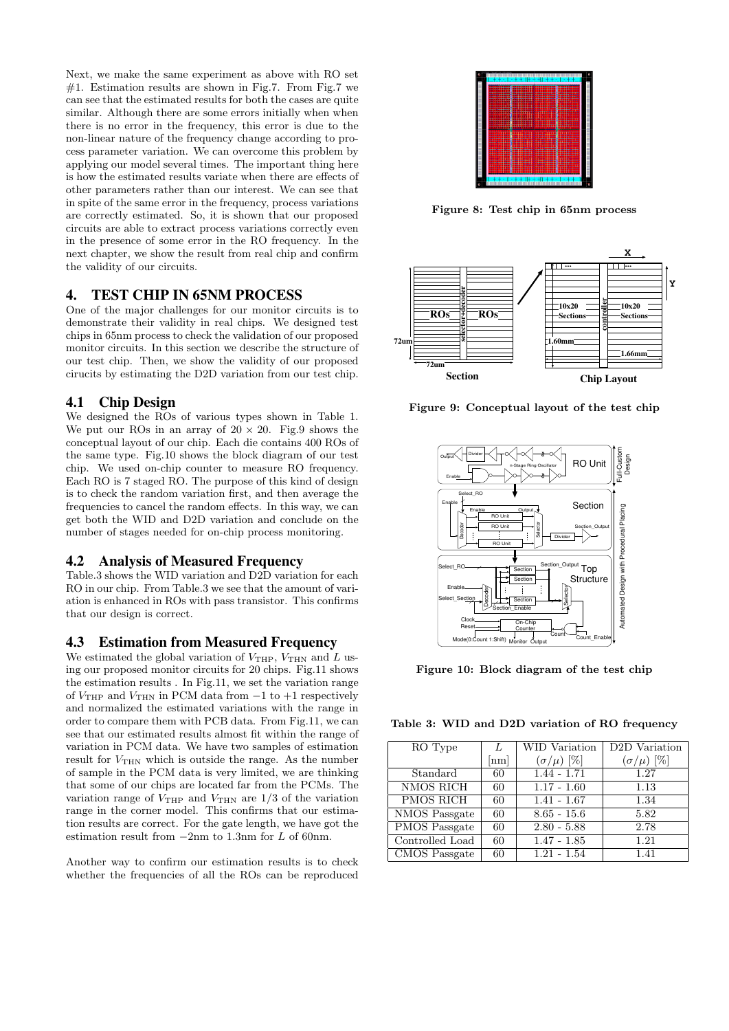Next, we make the same experiment as above with RO set #1. Estimation results are shown in Fig.7. From Fig.7 we can see that the estimated results for both the cases are quite similar. Although there are some errors initially when when there is no error in the frequency, this error is due to the non-linear nature of the frequency change according to process parameter variation. We can overcome this problem by applying our model several times. The important thing here is how the estimated results variate when there are effects of other parameters rather than our interest. We can see that in spite of the same error in the frequency, process variations are correctly estimated. So, it is shown that our proposed circuits are able to extract process variations correctly even in the presence of some error in the RO frequency. In the next chapter, we show the result from real chip and confirm the validity of our circuits.

## 4. TEST CHIP IN 65NM PROCESS

One of the major challenges for our monitor circuits is to demonstrate their validity in real chips. We designed test chips in 65nm process to check the validation of our proposed monitor circuits. In this section we describe the structure of our test chip. Then, we show the validity of our proposed circuits by estimating the D2D variation from our test chip.

### 4.1 Chip Design

We designed the ROs of various types shown in Table 1. We put our ROs in an array of $20 \times 20$. Fig.9 shows the conceptual layout of our chip. Each die contains 400 ROs of the same type. Fig.10 shows the block diagram of our test chip. We used on-chip counter to measure RO frequency. Each RO is 7 staged RO. The purpose of this kind of design is to check the random variation first, and then average the frequencies to cancel the random effects. In this way, we can get both the WID and D2D variation and conclude on the number of stages needed for on-chip process monitoring.

### 4.2 Analysis of Measured Frequency

Table.3 shows the WID variation and D2D variation for each RO in our chip. From Table.3 we see that the amount of variation is enhanced in ROs with pass transistor. This confirms that our design is correct.

### 4.3 Estimation from Measured Frequency

We estimated the global variation of $V_{\text{THP}}$, $V_{\text{THN}}$ and $L$ using our proposed monitor circuits for 20 chips. Fig.11 shows the estimation results . In Fig.11, we set the variation range of $V_{\text{THP}}$ and $V_{\text{THN}}$ in PCM data from $-1$ to $+1$ respectively and normalized the estimated variations with the range in order to compare them with PCB data. From Fig.11, we can see that our estimated results almost fit within the range of variation in PCM data. We have two samples of estimation result for $V_{\text{THN}}$ which is outside the range. As the number of sample in the PCM data is very limited, we are thinking that some of our chips are located far from the PCMs. The variation range of $V_{\text{THP}}$ and $V_{\text{THN}}$ are $1/3$ of the variation range in the corner model. This confirms that our estimation results are correct. For the gate length, we have got the estimation result from $-2$nm to 1.3nm for $L$ of 60nm.

Another way to confirm our estimation results is to check whether the frequencies of all the ROs can be reproduced

Figure 8: Test chip in 65nm process

Figure 9: Conceptual layout of the test chip

Figure 10: Block diagram of the test chip

Table 3: WID and D2D variation of RO frequency

| RO Type | $L$ [nm] | WID Variation $(\sigma/\mu)$ [%] | D2D Variation $(\sigma/\mu)$ [%] |
|---|---|---|---|
| Standard | 60 | 1.44 - 1.71 | 1.27 |
| NMOS RICH | 60 | 1.17 - 1.60 | 1.13 |
| PMOS RICH | 60 | 1.41 - 1.67 | 1.34 |
| NMOS Passgate | 60 | 8.65 - 15.6 | 5.82 |
| PMOS Passgate | 60 | 2.80 - 5.88 | 2.78 |
| Controlled Load | 60 | 1.47 - 1.85 | 1.21 |
| CMOS Passgate | 60 | 1.21 - 1.54 | 1.41 |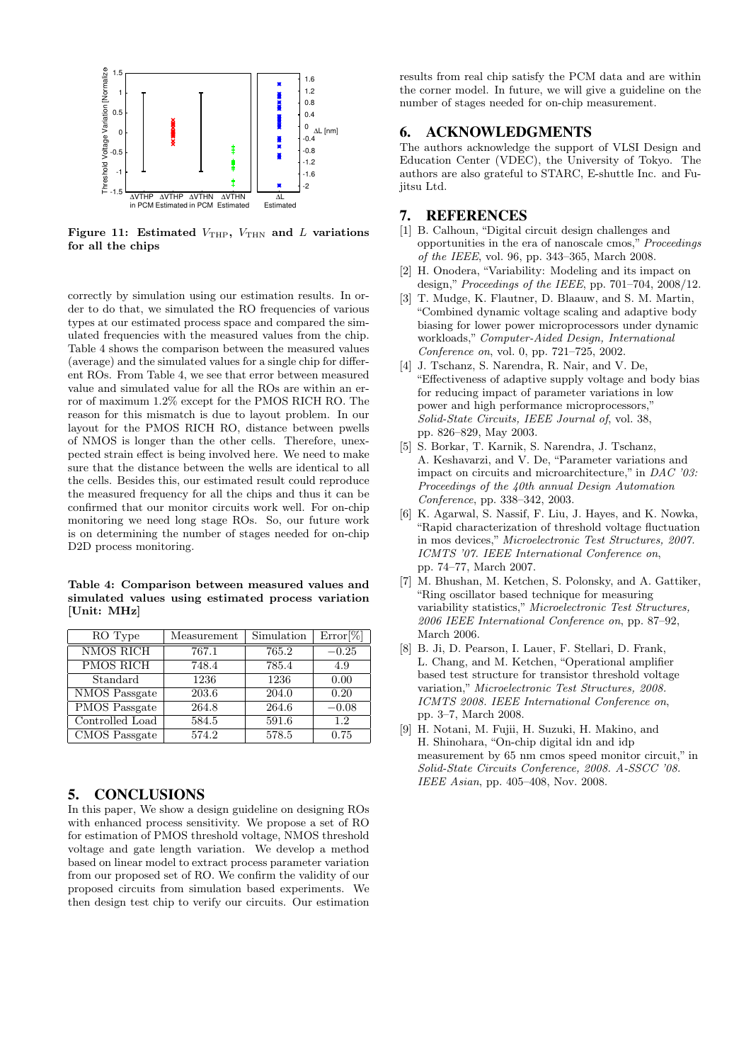1.5
1
0.5
0
-0.5
-1
-1.5
Threshold Voltage Variation [Normalize
ΔVTHP in PCM
ΔVTHP Estimated
ΔVTHN in PCM
ΔVTHN Estimated
1.6
1.2
0.8
0.4
0
-0.4
-0.8
-1.2
-1.6
-2
ΔL [nm]
ΔL Estimated

**Figure 11: Estimated $V_{\text{THP}}$, $V_{\text{THN}}$ and $L$ variations for all the chips**

correctly by simulation using our estimation results. In order to do that, we simulated the RO frequencies of various types at our estimated process space and compared the simulated frequencies with the measured values from the chip. Table 4 shows the comparison between the measured values (average) and the simulated values for a single chip for different ROs. From Table 4, we see that error between measured value and simulated value for all the ROs are within an error of maximum 1.2% except for the PMOS RICH RO. The reason for this mismatch is due to layout problem. In our layout for the PMOS RICH RO, distance between pwells of NMOS is longer than the other cells. Therefore, unexpected strain effect is being involved here. We need to make sure that the distance between the wells are identical to all the cells. Besides this, our estimated result could reproduce the measured frequency for all the chips and thus it can be confirmed that our monitor circuits work well. For on-chip monitoring we need long stage ROs. So, our future work is on determining the number of stages needed for on-chip D2D process monitoring.

**Table 4: Comparison between measured values and simulated values using estimated process variation [Unit: MHz]**

| RO Type | Measurement | Simulation | Error[%] |
|---|---|---|---|
| NMOS RICH | 767.1 | 765.2 | −0.25 |
| PMOS RICH | 748.4 | 785.4 | 4.9 |
| Standard | 1236 | 1236 | 0.00 |
| NMOS Passgate | 203.6 | 204.0 | 0.20 |
| PMOS Passgate | 264.8 | 264.6 | −0.08 |
| Controlled Load | 584.5 | 591.6 | 1.2 |
| CMOS Passgate | 574.2 | 578.5 | 0.75 |

## 5. CONCLUSIONS

In this paper, We show a design guideline on designing ROs with enhanced process sensitivity. We propose a set of RO for estimation of PMOS threshold voltage, NMOS threshold voltage and gate length variation. We develop a method based on linear model to extract process parameter variation from our proposed set of RO. We confirm the validity of our proposed circuits from simulation based experiments. We then design test chip to verify our circuits. Our estimation results from real chip satisfy the PCM data and are within the corner model. In future, we will give a guideline on the number of stages needed for on-chip measurement.

## 6. ACKNOWLEDGMENTS

The authors acknowledge the support of VLSI Design and Education Center (VDEC), the University of Tokyo. The authors are also grateful to STARC, E-shuttle Inc. and Fujitsu Ltd.

## 7. REFERENCES

[1] B. Calhoun, "Digital circuit design challenges and opportunities in the era of nanoscale cmos," *Proceedings of the IEEE*, vol. 96, pp. 343–365, March 2008.

[2] H. Onodera, "Variability: Modeling and its impact on design," *Proceedings of the IEEE*, pp. 701–704, 2008/12.

[3] T. Mudge, K. Flautner, D. Blaauw, and S. M. Martin, "Combined dynamic voltage scaling and adaptive body biasing for lower power microprocessors under dynamic workloads," *Computer-Aided Design, International Conference on*, vol. 0, pp. 721–725, 2002.

[4] J. Tschanz, S. Narendra, R. Nair, and V. De, "Effectiveness of adaptive supply voltage and body bias for reducing impact of parameter variations in low power and high performance microprocessors," *Solid-State Circuits, IEEE Journal of*, vol. 38, pp. 826–829, May 2003.

[5] S. Borkar, T. Karnik, S. Narendra, J. Tschanz, A. Keshavarzi, and V. De, "Parameter variations and impact on circuits and microarchitecture," in *DAC '03: Proceedings of the 40th annual Design Automation Conference*, pp. 338–342, 2003.

[6] K. Agarwal, S. Nassif, F. Liu, J. Hayes, and K. Nowka, "Rapid characterization of threshold voltage fluctuation in mos devices," *Microelectronic Test Structures, 2007. ICMTS '07. IEEE International Conference on*, pp. 74–77, March 2007.

[7] M. Bhushan, M. Ketchen, S. Polonsky, and A. Gattiker, "Ring oscillator based technique for measuring variability statistics," *Microelectronic Test Structures, 2006 IEEE International Conference on*, pp. 87–92, March 2006.

[8] B. Ji, D. Pearson, I. Lauer, F. Stellari, D. Frank, L. Chang, and M. Ketchen, "Operational amplifier based test structure for transistor threshold voltage variation," *Microelectronic Test Structures, 2008. ICMTS 2008. IEEE International Conference on*, pp. 3–7, March 2008.

[9] H. Notani, M. Fujii, H. Suzuki, H. Makino, and H. Shinohara, "On-chip digital idn and idp measurement by 65 nm cmos speed monitor circuit," in *Solid-State Circuits Conference, 2008. A-SSCC '08. IEEE Asian*, pp. 405–408, Nov. 2008.